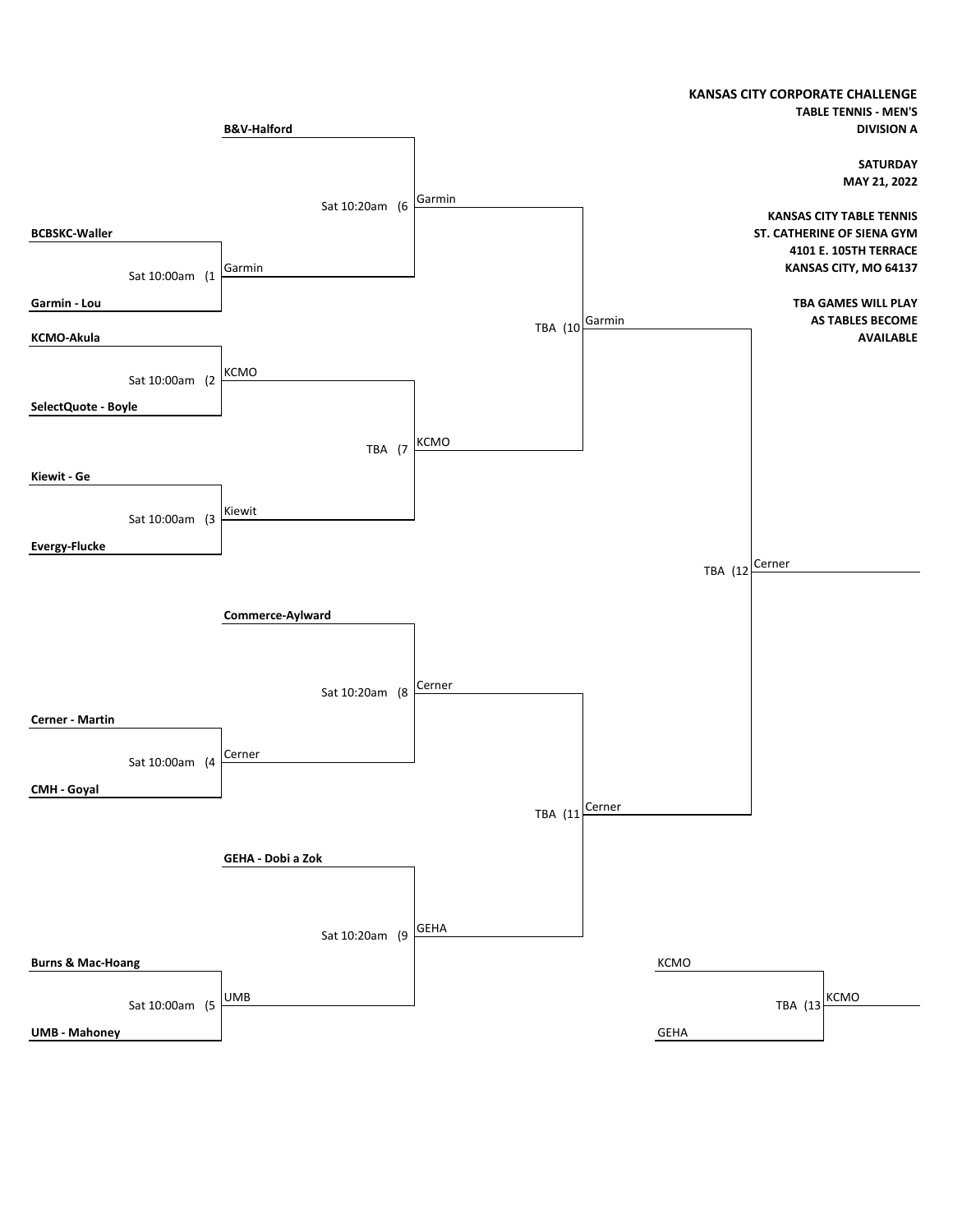# KANSAS CITY CORPORATE CHALLENGE

**TABLE TENNIS - MEN'S**
**DIVISION A**

**SATURDAY**
**MAY 21, 2022**

**KANSAS CITY TABLE TENNIS**
**ST. CATHERINE OF SIENA GYM**
**4101 E. 105TH TERRACE**
**KANSAS CITY, MO 64137**

**TBA GAMES WILL PLAY AS TABLES BECOME AVAILABLE**

## First Round

| Game | Time | Team 1 | Team 2 | Winner |
| --- | --- | --- | --- | --- |
| (1 | Sat 10:00am | **BCBSKC-Waller** | **Garmin - Lou** | Garmin |
| (2 | Sat 10:00am | **KCMO-Akula** | **SelectQuote - Boyle** | KCMO |
| (3 | Sat 10:00am | **Kiewit - Ge** | **Evergy-Flucke** | Kiewit |
| (4 | Sat 10:00am | **Cerner - Martin** | **CMH - Goyal** | Cerner |
| (5 | Sat 10:00am | **Burns & Mac-Hoang** | **UMB - Mahoney** | UMB |

## Second Round

| Game | Time | Team 1 | Team 2 | Winner |
| --- | --- | --- | --- | --- |
| (6 | Sat 10:20am | **B&V-Halford** | Garmin | Garmin |
| (7 | TBA | KCMO | Kiewit | KCMO |
| (8 | Sat 10:20am | **Commerce-Aylward** | Cerner | Cerner |
| (9 | Sat 10:20am | **GEHA - Dobi a Zok** | UMB | GEHA |

## Semifinals

| Game | Time | Team 1 | Team 2 | Winner |
| --- | --- | --- | --- | --- |
| (10 | TBA | Garmin | KCMO | Garmin |
| (11 | TBA | Cerner | GEHA | Cerner |

## Final

| Game | Time | Team 1 | Team 2 | Winner |
| --- | --- | --- | --- | --- |
| (12 | TBA | Garmin | Cerner | Cerner |

## Third Place

| Game | Time | Team 1 | Team 2 | Winner |
| --- | --- | --- | --- | --- |
| (13 | TBA | KCMO | GEHA | KCMO |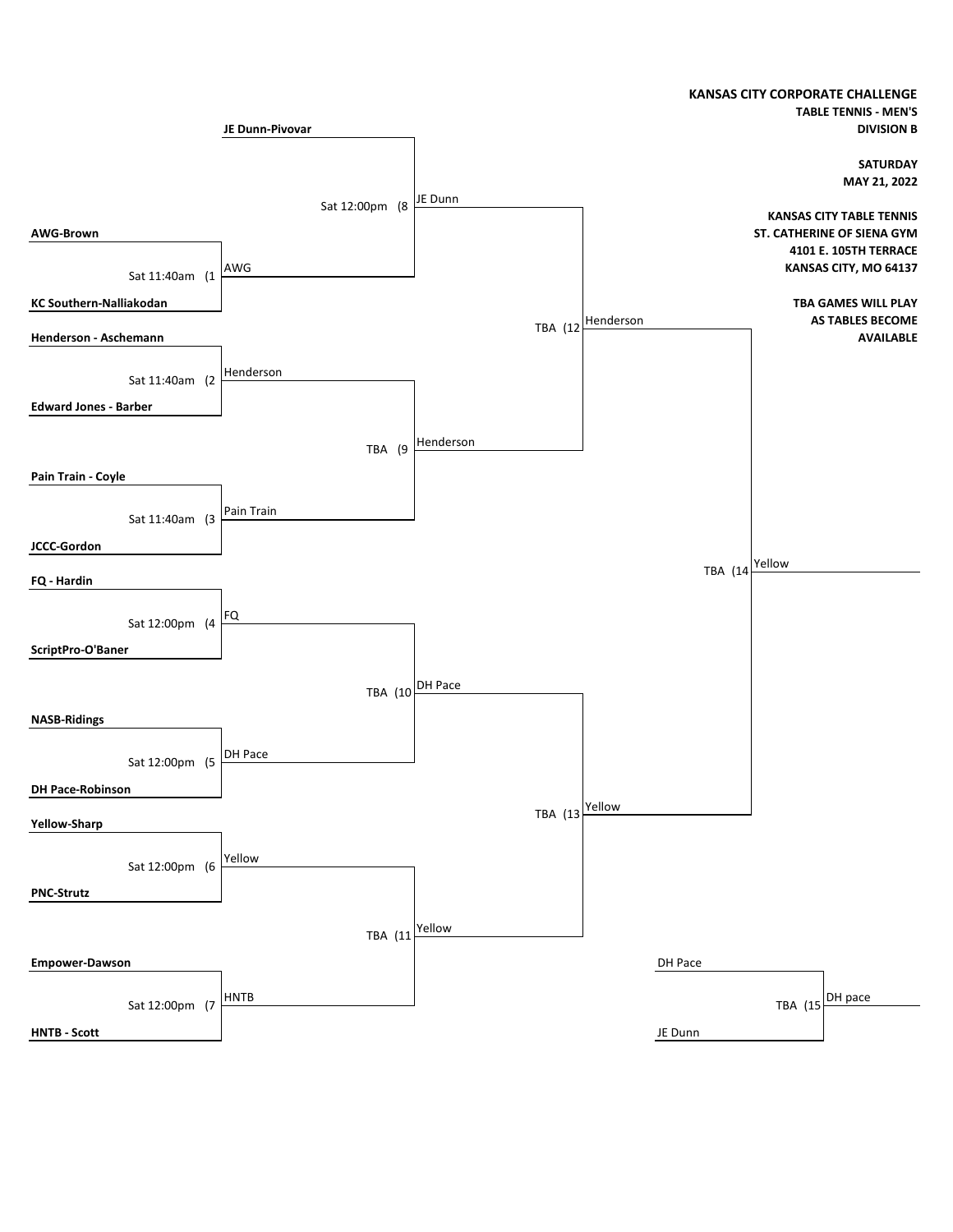**KANSAS CITY CORPORATE CHALLENGE**
**TABLE TENNIS - MEN'S**
**DIVISION B**

**SATURDAY**
**MAY 21, 2022**

**KANSAS CITY TABLE TENNIS**
**ST. CATHERINE OF SIENA GYM**
**4101 E. 105TH TERRACE**
**KANSAS CITY, MO 64137**

**TBA GAMES WILL PLAY AS TABLES BECOME AVAILABLE**

## First Round

| Game | Time | Team 1 | Team 2 | Winner |
|---|---|---|---|---|
| 1 | Sat 11:40am | AWG-Brown | KC Southern-Nalliakodan | AWG |
| 2 | Sat 11:40am | Henderson - Aschemann | Edward Jones - Barber | Henderson |
| 3 | Sat 11:40am | Pain Train - Coyle | JCCC-Gordon | Pain Train |
| 4 | Sat 12:00pm | FQ - Hardin | ScriptPro-O'Baner | FQ |
| 5 | Sat 12:00pm | NASB-Ridings | DH Pace-Robinson | DH Pace |
| 6 | Sat 12:00pm | Yellow-Sharp | PNC-Strutz | Yellow |
| 7 | Sat 12:00pm | Empower-Dawson | HNTB - Scott | HNTB |

## Second Round

| Game | Time | Team 1 | Team 2 | Winner |
|---|---|---|---|---|
| 8 | Sat 12:00pm | JE Dunn-Pivovar | AWG | JE Dunn |
| 9 | TBA | Henderson | Pain Train | Henderson |
| 10 | TBA | FQ | DH Pace | DH Pace |
| 11 | TBA | Yellow | HNTB | Yellow |

## Semifinals

| Game | Time | Team 1 | Team 2 | Winner |
|---|---|---|---|---|
| 12 | TBA | JE Dunn | Henderson | Henderson |
| 13 | TBA | DH Pace | Yellow | Yellow |

## Final

| Game | Time | Team 1 | Team 2 | Winner |
|---|---|---|---|---|
| 14 | TBA | Henderson | Yellow | Yellow |

## Third Place

| Game | Time | Team 1 | Team 2 | Winner |
|---|---|---|---|---|
| 15 | TBA | DH Pace | JE Dunn | DH pace |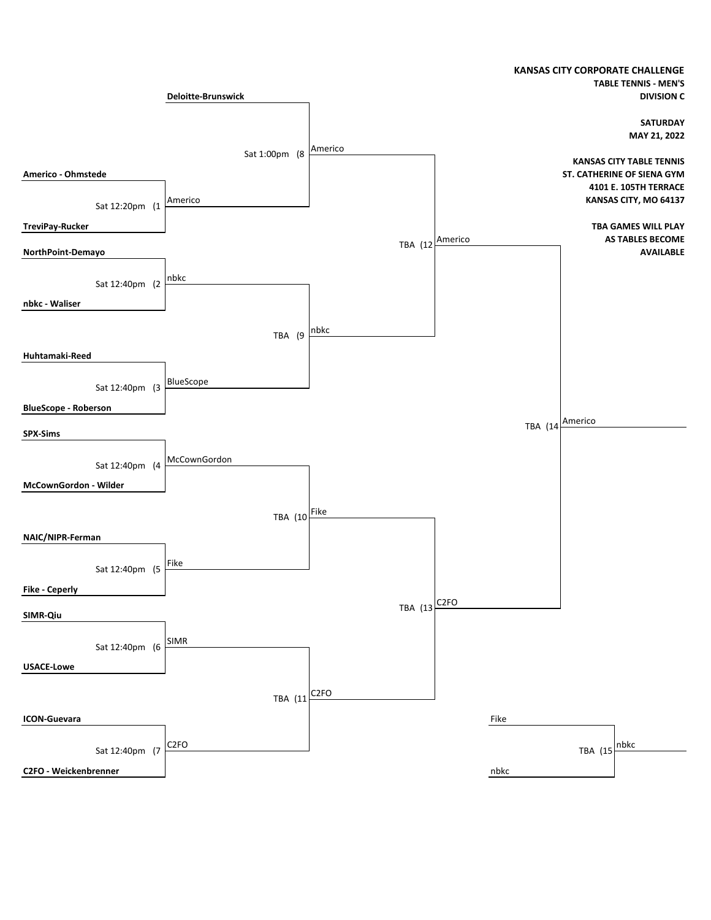**KANSAS CITY CORPORATE CHALLENGE**
**TABLE TENNIS - MEN'S**
**DIVISION C**

**SATURDAY**
**MAY 21, 2022**

**KANSAS CITY TABLE TENNIS**
**ST. CATHERINE OF SIENA GYM**
**4101 E. 105TH TERRACE**
**KANSAS CITY, MO 64137**

**TBA GAMES WILL PLAY AS TABLES BECOME AVAILABLE**

## First Round

| Game | Time | Team 1 | Team 2 | Winner |
|---|---|---|---|---|
| (1 | Sat 12:20pm | Americo - Ohmstede | TreviPay-Rucker | Americo |
| (2 | Sat 12:40pm | NorthPoint-Demayo | nbkc - Waliser | nbkc |
| (3 | Sat 12:40pm | Huhtamaki-Reed | BlueScope - Roberson | BlueScope |
| (4 | Sat 12:40pm | SPX-Sims | McCownGordon - Wilder | McCownGordon |
| (5 | Sat 12:40pm | NAIC/NIPR-Ferman | Fike - Ceperly | Fike |
| (6 | Sat 12:40pm | SIMR-Qiu | USACE-Lowe | SIMR |
| (7 | Sat 12:40pm | ICON-Guevara | C2FO - Weickenbrenner | C2FO |

## Second Round

| Game | Time | Team 1 | Team 2 | Winner |
|---|---|---|---|---|
| (8 | Sat 1:00pm | Deloitte-Brunswick | Americo | Americo |
| (9 | TBA | nbkc | BlueScope | nbkc |
| (10 | TBA | McCownGordon | Fike | Fike |
| (11 | TBA | SIMR | C2FO | C2FO |

## Semifinals

| Game | Time | Team 1 | Team 2 | Winner |
|---|---|---|---|---|
| (12 | TBA | Americo | nbkc | Americo |
| (13 | TBA | Fike | C2FO | C2FO |

## Final

| Game | Time | Team 1 | Team 2 | Winner |
|---|---|---|---|---|
| (14 | TBA | Americo | C2FO | Americo |

## Third Place

| Game | Time | Team 1 | Team 2 | Winner |
|---|---|---|---|---|
| (15 | TBA | Fike | nbkc | nbkc |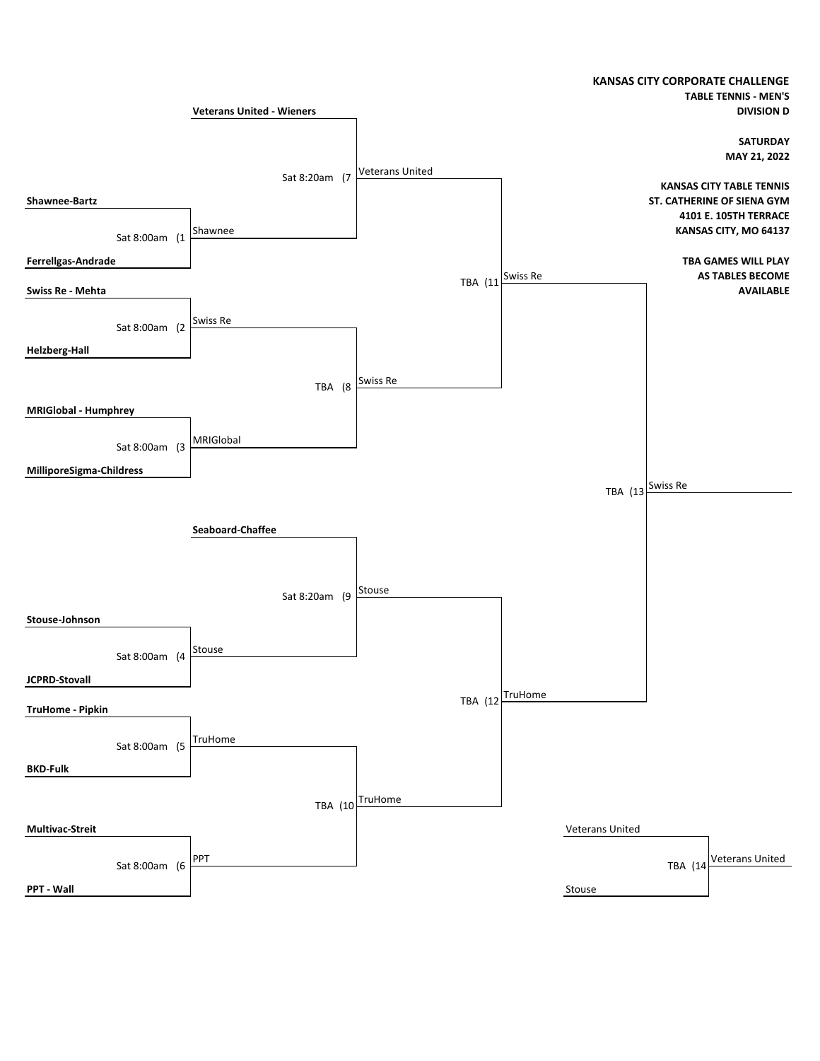**KANSAS CITY CORPORATE CHALLENGE**
**TABLE TENNIS - MEN'S**
**DIVISION D**

**SATURDAY**
**MAY 21, 2022**

**KANSAS CITY TABLE TENNIS**
**ST. CATHERINE OF SIENA GYM**
**4101 E. 105TH TERRACE**
**KANSAS CITY, MO 64137**

**TBA GAMES WILL PLAY AS TABLES BECOME AVAILABLE**

## First Round

| Game | Time | Team 1 | Team 2 | Winner |
|---|---|---|---|---|
| 1 | Sat 8:00am | Shawnee-Bartz | Ferrellgas-Andrade | Shawnee |
| 2 | Sat 8:00am | Swiss Re - Mehta | Helzberg-Hall | Swiss Re |
| 3 | Sat 8:00am | MRIGlobal - Humphrey | MilliporeSigma-Childress | MRIGlobal |
| 4 | Sat 8:00am | Stouse-Johnson | JCPRD-Stovall | Stouse |
| 5 | Sat 8:00am | TruHome - Pipkin | BKD-Fulk | TruHome |
| 6 | Sat 8:00am | Multivac-Streit | PPT - Wall | PPT |

## Second Round

| Game | Time | Team 1 | Team 2 | Winner |
|---|---|---|---|---|
| 7 | Sat 8:20am | Veterans United - Wieners | Shawnee | Veterans United |
| 8 | TBA | Swiss Re | MRIGlobal | Swiss Re |
| 9 | Sat 8:20am | Seaboard-Chaffee | Stouse | Stouse |
| 10 | TBA | TruHome | PPT | TruHome |

## Semifinals

| Game | Time | Team 1 | Team 2 | Winner |
|---|---|---|---|---|
| 11 | TBA | Veterans United | Swiss Re | Swiss Re |
| 12 | TBA | Stouse | TruHome | TruHome |

## Final

| Game | Time | Team 1 | Team 2 | Winner |
|---|---|---|---|---|
| 13 | TBA | Swiss Re | TruHome | Swiss Re |

## Third Place

| Game | Time | Team 1 | Team 2 | Winner |
|---|---|---|---|---|
| 14 | TBA | Veterans United | Stouse | Veterans United |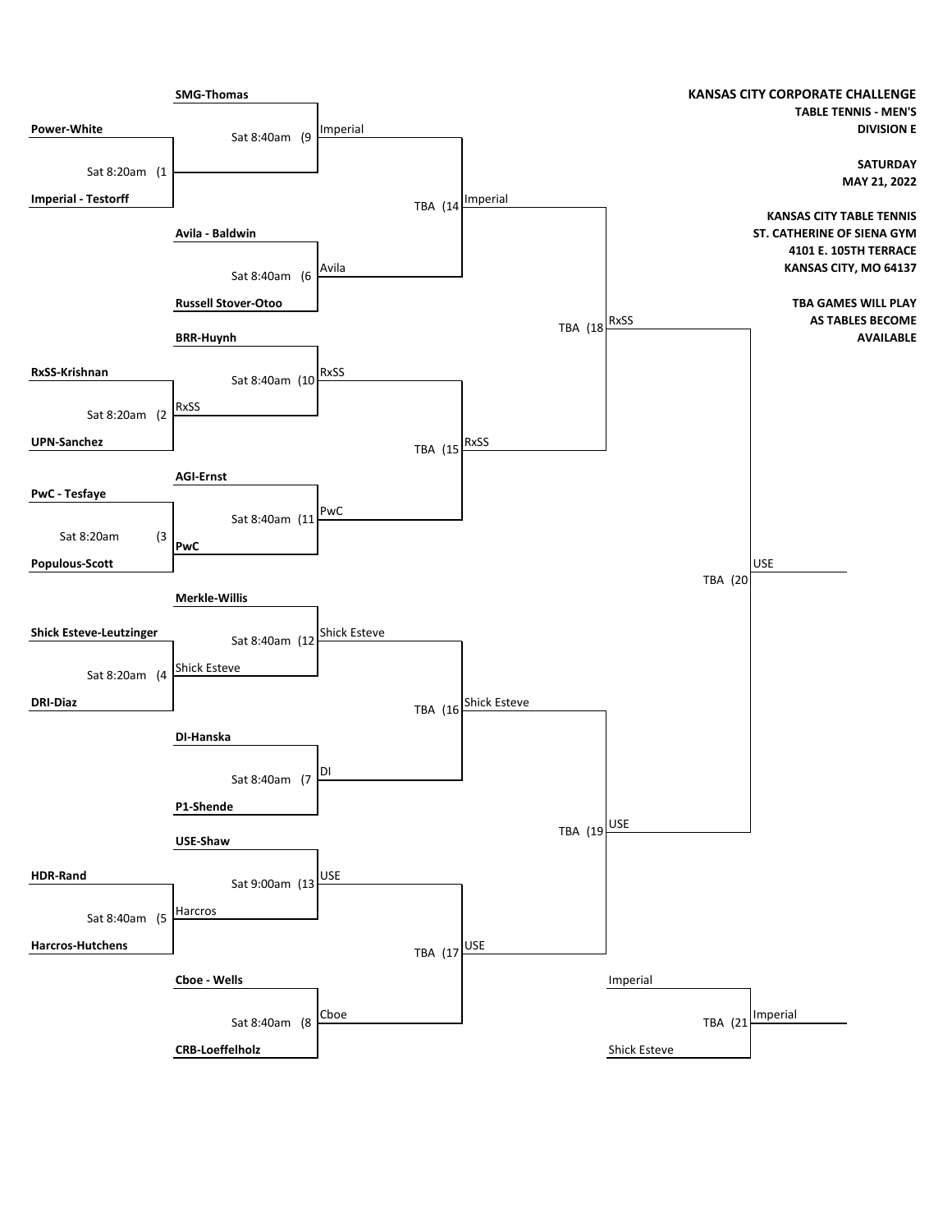**KANSAS CITY CORPORATE CHALLENGE**
**TABLE TENNIS - MEN'S**
**DIVISION E**

**SATURDAY**
**MAY 21, 2022**

**KANSAS CITY TABLE TENNIS**
**ST. CATHERINE OF SIENA GYM**
**4101 E. 105TH TERRACE**
**KANSAS CITY, MO 64137**

**TBA GAMES WILL PLAY AS TABLES BECOME AVAILABLE**

## First Round

| Game | Time | Team 1 | Team 2 | Winner |
|---|---|---|---|---|
| 1 | Sat 8:20am | **Power-White** | **Imperial - Testorff** | |
| 2 | Sat 8:20am | **RxSS-Krishnan** | **UPN-Sanchez** | RxSS |
| 3 | Sat 8:20am | **PwC - Tesfaye** | **Populous-Scott** | **PwC** |
| 4 | Sat 8:20am | **Shick Esteve-Leutzinger** | **DRI-Diaz** | Shick Esteve |
| 5 | Sat 8:40am | **HDR-Rand** | **Harcros-Hutchens** | Harcros |

## Second Round

| Game | Time | Team 1 | Team 2 | Winner |
|---|---|---|---|---|
| 9 | Sat 8:40am | **SMG-Thomas** | Winner of Game 1 | Imperial |
| 6 | Sat 8:40am | **Avila - Baldwin** | **Russell Stover-Otoo** | Avila |
| 10 | Sat 8:40am | **BRR-Huynh** | RxSS | RxSS |
| 11 | Sat 8:40am | **AGI-Ernst** | **PwC** | PwC |
| 12 | Sat 8:40am | **Merkle-Willis** | Shick Esteve | Shick Esteve |
| 7 | Sat 8:40am | **DI-Hanska** | **P1-Shende** | DI |
| 13 | Sat 9:00am | **USE-Shaw** | Harcros | USE |
| 8 | Sat 8:40am | **Cboe - Wells** | **CRB-Loeffelholz** | Cboe |

## Quarterfinals

| Game | Time | Team 1 | Team 2 | Winner |
|---|---|---|---|---|
| 14 | TBA | Imperial | Avila | Imperial |
| 15 | TBA | RxSS | PwC | RxSS |
| 16 | TBA | Shick Esteve | DI | Shick Esteve |
| 17 | TBA | USE | Cboe | USE |

## Semifinals

| Game | Time | Team 1 | Team 2 | Winner |
|---|---|---|---|---|
| 18 | TBA | Imperial | RxSS | RxSS |
| 19 | TBA | Shick Esteve | USE | USE |

## Final

| Game | Time | Team 1 | Team 2 | Winner |
|---|---|---|---|---|
| 20 | TBA | RxSS | USE | USE |

## Third Place

| Game | Time | Team 1 | Team 2 | Winner |
|---|---|---|---|---|
| 21 | TBA | Imperial | Shick Esteve | Imperial |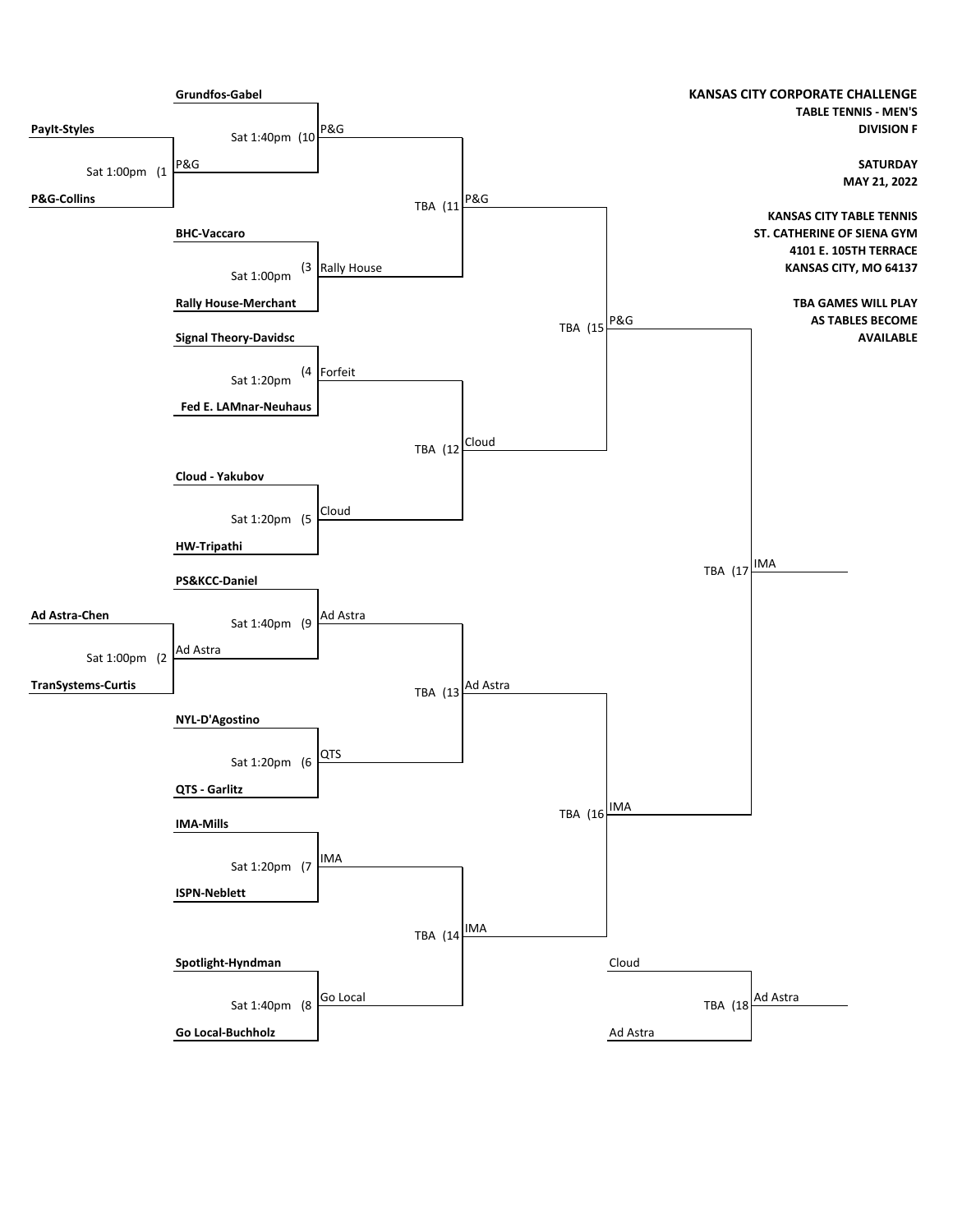**KANSAS CITY CORPORATE CHALLENGE**
**TABLE TENNIS - MEN'S**
**DIVISION F**

**SATURDAY**
**MAY 21, 2022**

**KANSAS CITY TABLE TENNIS**
**ST. CATHERINE OF SIENA GYM**
**4101 E. 105TH TERRACE**
**KANSAS CITY, MO 64137**

**TBA GAMES WILL PLAY AS TABLES BECOME AVAILABLE**

| Game | Time | Team 1 | Team 2 | Winner |
|---|---|---|---|---|
| 1 | Sat 1:00pm | PayIt-Styles | P&G-Collins | P&G |
| 2 | Sat 1:00pm | Ad Astra-Chen | TranSystems-Curtis | Ad Astra |
| 3 | Sat 1:00pm | BHC-Vaccaro | Rally House-Merchant | Rally House |
| 4 | Sat 1:20pm | Signal Theory-Davidsc | Fed E. LAMnar-Neuhaus | Forfeit |
| 5 | Sat 1:20pm | Cloud - Yakubov | HW-Tripathi | Cloud |
| 6 | Sat 1:20pm | NYL-D'Agostino | QTS - Garlitz | QTS |
| 7 | Sat 1:20pm | IMA-Mills | ISPN-Neblett | IMA |
| 8 | Sat 1:40pm | Spotlight-Hyndman | Go Local-Buchholz | Go Local |
| 9 | Sat 1:40pm | PS&KCC-Daniel | Winner of 2 (Ad Astra) | Ad Astra |
| 10 | Sat 1:40pm | Grundfos-Gabel | Winner of 1 (P&G) | P&G |
| 11 | TBA | Winner of 10 (P&G) | Winner of 3 (Rally House) | P&G |
| 12 | TBA | Winner of 4 (Forfeit) | Winner of 5 (Cloud) | Cloud |
| 13 | TBA | Winner of 9 (Ad Astra) | Winner of 6 (QTS) | Ad Astra |
| 14 | TBA | Winner of 7 (IMA) | Winner of 8 (Go Local) | IMA |
| 15 | TBA | Winner of 11 (P&G) | Winner of 12 (Cloud) | P&G |
| 16 | TBA | Winner of 13 (Ad Astra) | Winner of 14 (IMA) | IMA |
| 17 | TBA | Winner of 15 (P&G) | Winner of 16 (IMA) | IMA |
| 18 | TBA | Cloud | Ad Astra | Ad Astra |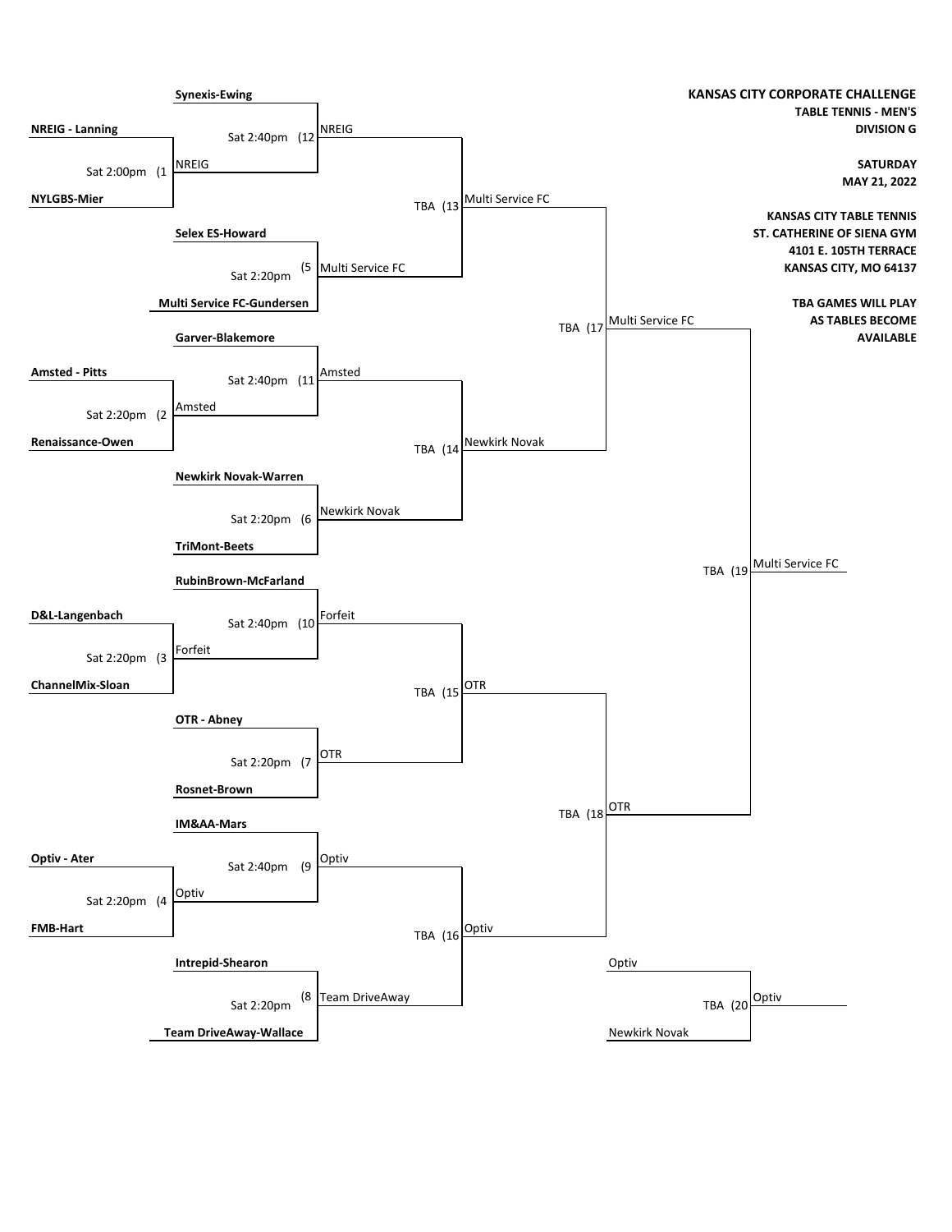**KANSAS CITY CORPORATE CHALLENGE**
**TABLE TENNIS - MEN'S**
**DIVISION G**

**SATURDAY**
**MAY 21, 2022**

**KANSAS CITY TABLE TENNIS**
**ST. CATHERINE OF SIENA GYM**
**4101 E. 105TH TERRACE**
**KANSAS CITY, MO 64137**

**TBA GAMES WILL PLAY AS TABLES BECOME AVAILABLE**

**Synexis-Ewing**

**NREIG - Lanning**

Sat 2:40pm (12 NREIG

Sat 2:00pm (1 NREIG

**NYLGBS-Mier**

TBA (13 Multi Service FC

**Selex ES-Howard**

Sat 2:20pm (5 Multi Service FC

**Multi Service FC-Gundersen**

TBA (17 Multi Service FC

**Garver-Blakemore**

**Amsted - Pitts**

Sat 2:40pm (11 Amsted

Sat 2:20pm (2 Amsted

**Renaissance-Owen**

TBA (14 Newkirk Novak

**Newkirk Novak-Warren**

Sat 2:20pm (6 Newkirk Novak

**TriMont-Beets**

TBA (19 Multi Service FC

**RubinBrown-McFarland**

**D&L-Langenbach**

Sat 2:40pm (10 Forfeit

Sat 2:20pm (3 Forfeit

**ChannelMix-Sloan**

TBA (15 OTR

**OTR - Abney**

Sat 2:20pm (7 OTR

**Rosnet-Brown**

TBA (18 OTR

**IM&AA-Mars**

**Optiv - Ater**

Sat 2:40pm (9 Optiv

Sat 2:20pm (4 Optiv

**FMB-Hart**

TBA (16 Optiv

**Intrepid-Shearon**

Sat 2:20pm (8 Team DriveAway

**Team DriveAway-Wallace**

Optiv

TBA (20 Optiv

Newkirk Novak